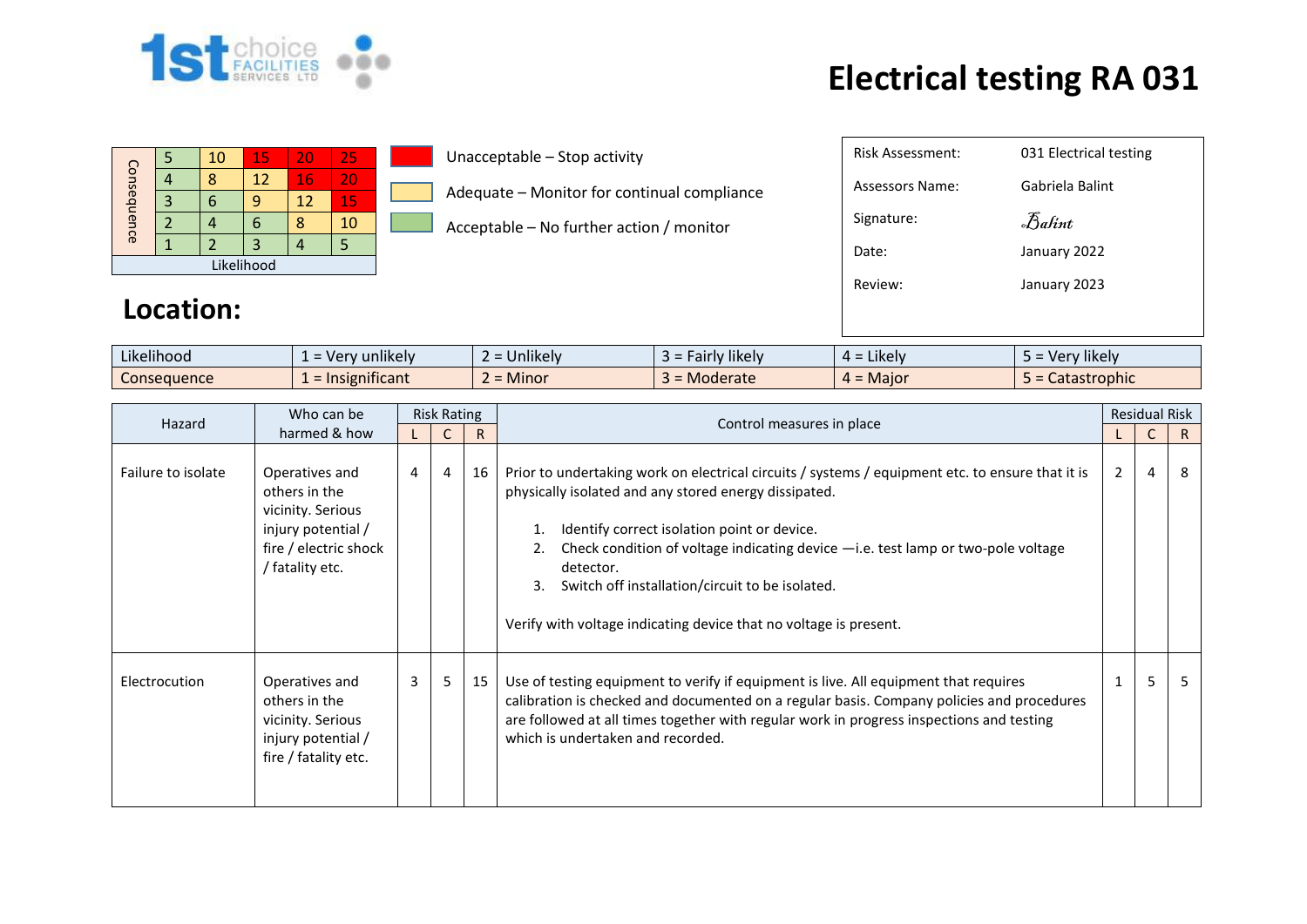1st choice FACILITIES SERVICES LTD

# Electrical testing RA 031

| Consequence | | | | | |
|---|---|---|---|---|---|
| 5 | 5 | 10 | 15 | 20 | 25 |
| 4 | 4 | 8 | 12 | 16 | 20 |
| 3 | 3 | 6 | 9 | 12 | 15 |
| 2 | 2 | 4 | 6 | 8 | 10 |
| 1 | 1 | 2 | 3 | 4 | 5 |
| Likelihood | | | | | |

- Unacceptable – Stop activity
- Adequate – Monitor for continual compliance
- Acceptable – No further action / monitor

| | |
|---|---|
| Risk Assessment: | 031 Electrical testing |
| Assessors Name: | Gabriela Balint |
| Signature: | *Balint* |
| Date: | January 2022 |
| Review: | January 2023 |

## Location:

| | | | | | |
|---|---|---|---|---|---|
| Likelihood | 1 = Very unlikely | 2 = Unlikely | 3 = Fairly likely | 4 = Likely | 5 = Very likely |
| Consequence | 1 = Insignificant | 2 = Minor | 3 = Moderate | 4 = Major | 5 = Catastrophic |

| Hazard | Who can be harmed & how | Risk Rating | | | Control measures in place | Residual Risk | | |
|---|---|---|---|---|---|---|---|---|
| | | L | C | R | | L | C | R |
| Failure to isolate | Operatives and others in the vicinity. Serious injury potential / fire / electric shock / fatality etc. | 4 | 4 | 16 | Prior to undertaking work on electrical circuits / systems / equipment etc. to ensure that it is physically isolated and any stored energy dissipated.<br><br>1. Identify correct isolation point or device.<br>2. Check condition of voltage indicating device —i.e. test lamp or two-pole voltage detector.<br>3. Switch off installation/circuit to be isolated.<br><br>Verify with voltage indicating device that no voltage is present. | 2 | 4 | 8 |
| Electrocution | Operatives and others in the vicinity. Serious injury potential / fire / fatality etc. | 3 | 5 | 15 | Use of testing equipment to verify if equipment is live. All equipment that requires calibration is checked and documented on a regular basis. Company policies and procedures are followed at all times together with regular work in progress inspections and testing which is undertaken and recorded. | 1 | 5 | 5 |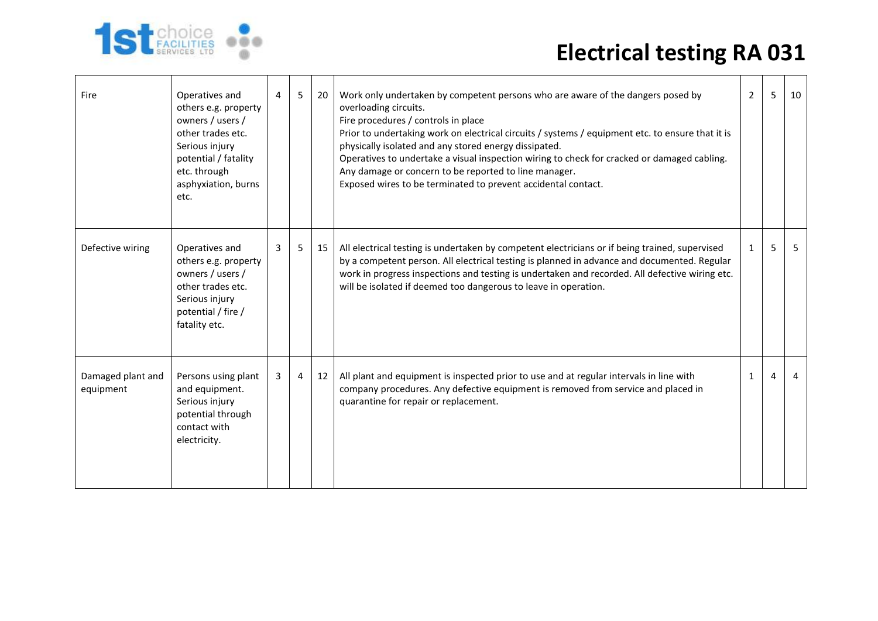# Electrical testing RA 031

| | | | | | | | | |
|---|---|---|---|---|---|---|---|---|
| Fire | Operatives and others e.g. property owners / users / other trades etc. Serious injury potential / fatality etc. through asphyxiation, burns etc. | 4 | 5 | 20 | Work only undertaken by competent persons who are aware of the dangers posed by overloading circuits.<br>Fire procedures / controls in place<br>Prior to undertaking work on electrical circuits / systems / equipment etc. to ensure that it is physically isolated and any stored energy dissipated.<br>Operatives to undertake a visual inspection wiring to check for cracked or damaged cabling. Any damage or concern to be reported to line manager.<br>Exposed wires to be terminated to prevent accidental contact. | 2 | 5 | 10 |
| Defective wiring | Operatives and others e.g. property owners / users / other trades etc. Serious injury potential / fire / fatality etc. | 3 | 5 | 15 | All electrical testing is undertaken by competent electricians or if being trained, supervised by a competent person. All electrical testing is planned in advance and documented. Regular work in progress inspections and testing is undertaken and recorded. All defective wiring etc. will be isolated if deemed too dangerous to leave in operation. | 1 | 5 | 5 |
| Damaged plant and equipment | Persons using plant and equipment. Serious injury potential through contact with electricity. | 3 | 4 | 12 | All plant and equipment is inspected prior to use and at regular intervals in line with company procedures. Any defective equipment is removed from service and placed in quarantine for repair or replacement. | 1 | 4 | 4 |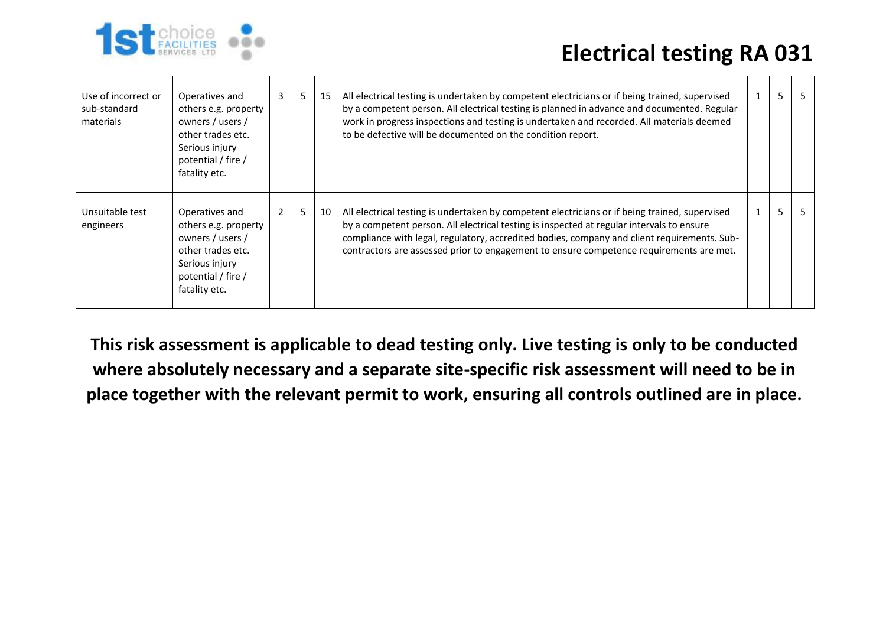| | | | | | | | | |
|---|---|---|---|---|---|---|---|---|
| Use of incorrect or sub-standard materials | Operatives and others e.g. property owners / users / other trades etc. Serious injury potential / fire / fatality etc. | 3 | 5 | 15 | All electrical testing is undertaken by competent electricians or if being trained, supervised by a competent person. All electrical testing is planned in advance and documented. Regular work in progress inspections and testing is undertaken and recorded. All materials deemed to be defective will be documented on the condition report. | 1 | 5 | 5 |
| Unsuitable test engineers | Operatives and others e.g. property owners / users / other trades etc. Serious injury potential / fire / fatality etc. | 2 | 5 | 10 | All electrical testing is undertaken by competent electricians or if being trained, supervised by a competent person. All electrical testing is inspected at regular intervals to ensure compliance with legal, regulatory, accredited bodies, company and client requirements. Sub-contractors are assessed prior to engagement to ensure competence requirements are met. | 1 | 5 | 5 |

**This risk assessment is applicable to dead testing only. Live testing is only to be conducted where absolutely necessary and a separate site-specific risk assessment will need to be in place together with the relevant permit to work, ensuring all controls outlined are in place.**